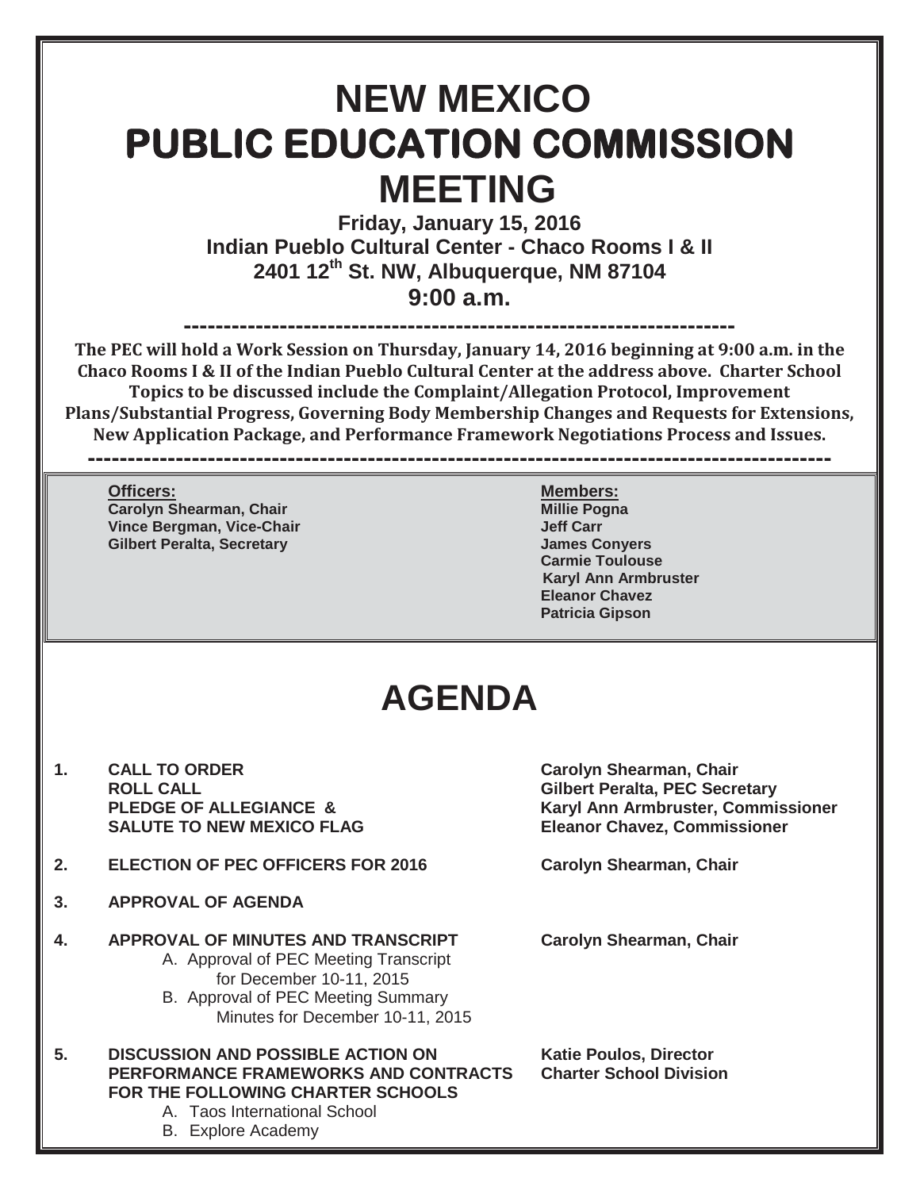# NEW MEXICO
# PUBLIC EDUCATION COMMISSION
# MEETING

**Friday, January 15, 2016**
**Indian Pueblo Cultural Center - Chaco Rooms I & II**
**2401 12th St. NW, Albuquerque, NM 87104**
**9:00 a.m.**

---

**The PEC will hold a Work Session on Thursday, January 14, 2016 beginning at 9:00 a.m. in the Chaco Rooms I & II of the Indian Pueblo Cultural Center at the address above. Charter School Topics to be discussed include the Complaint/Allegation Protocol, Improvement Plans/Substantial Progress, Governing Body Membership Changes and Requests for Extensions, New Application Package, and Performance Framework Negotiations Process and Issues.**

---

**Officers:**
**Carolyn Shearman, Chair**
**Vince Bergman, Vice-Chair**
**Gilbert Peralta, Secretary**

**Members:**
**Millie Pogna**
**Jeff Carr**
**James Conyers**
**Carmie Toulouse**
**Karyl Ann Armbruster**
**Eleanor Chavez**
**Patricia Gipson**

# AGENDA

1. **CALL TO ORDER** — **Carolyn Shearman, Chair**
   **ROLL CALL** — **Gilbert Peralta, PEC Secretary**
   **PLEDGE OF ALLEGIANCE & SALUTE TO NEW MEXICO FLAG** — **Karyl Ann Armbruster, Commissioner**; **Eleanor Chavez, Commissioner**

2. **ELECTION OF PEC OFFICERS FOR 2016** — **Carolyn Shearman, Chair**

3. **APPROVAL OF AGENDA**

4. **APPROVAL OF MINUTES AND TRANSCRIPT** — **Carolyn Shearman, Chair**
   A. Approval of PEC Meeting Transcript for December 10-11, 2015
   B. Approval of PEC Meeting Summary Minutes for December 10-11, 2015

5. **DISCUSSION AND POSSIBLE ACTION ON PERFORMANCE FRAMEWORKS AND CONTRACTS FOR THE FOLLOWING CHARTER SCHOOLS** — **Katie Poulos, Director, Charter School Division**
   A. Taos International School
   B. Explore Academy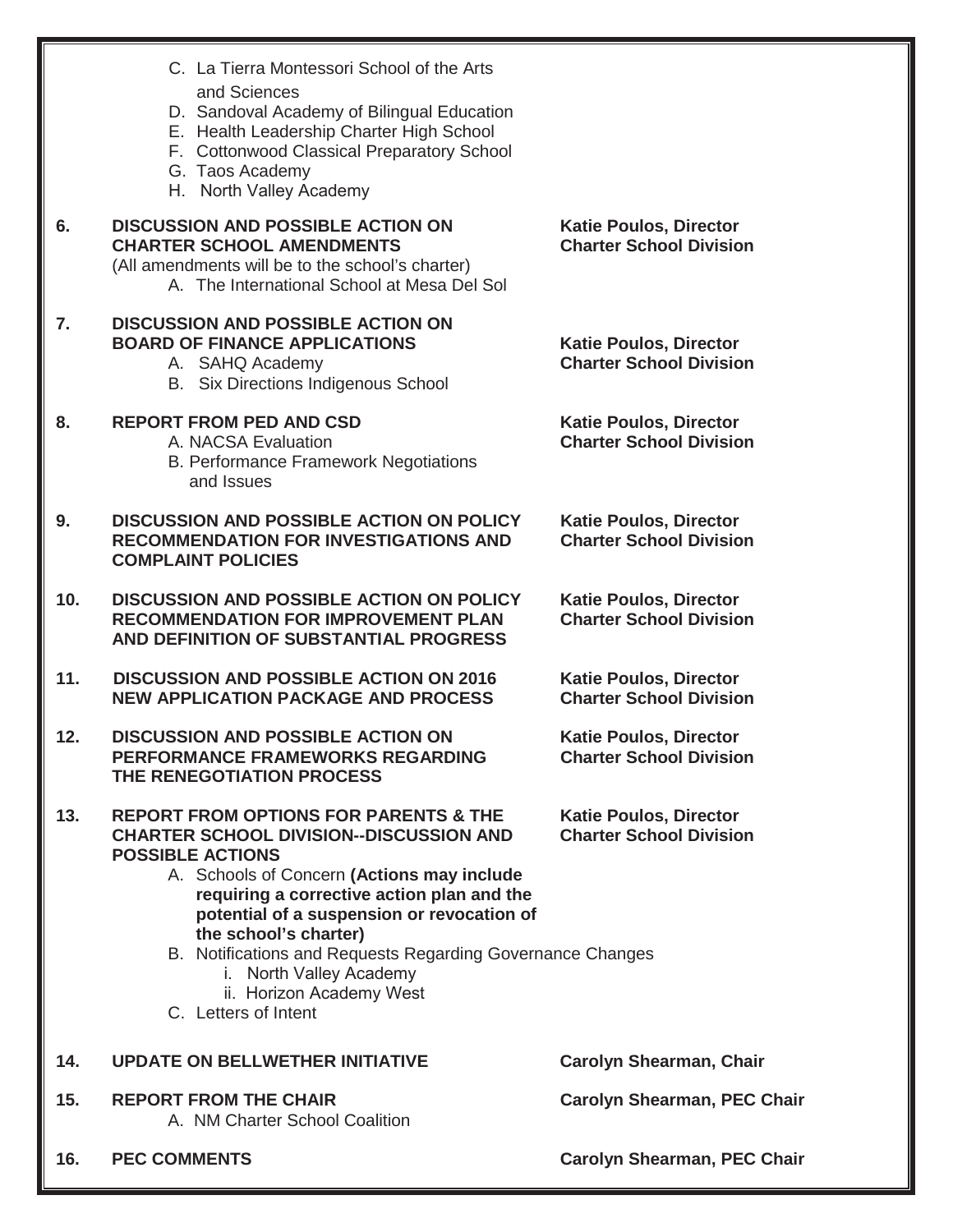C. La Tierra Montessori School of the Arts and Sciences
D. Sandoval Academy of Bilingual Education
E. Health Leadership Charter High School
F. Cottonwood Classical Preparatory School
G. Taos Academy
H. North Valley Academy

| | | |
|---|---|---|
| **6.** | **DISCUSSION AND POSSIBLE ACTION ON CHARTER SCHOOL AMENDMENTS**<br>(All amendments will be to the school's charter)<br>A. The International School at Mesa Del Sol | **Katie Poulos, Director Charter School Division** |
| **7.** | **DISCUSSION AND POSSIBLE ACTION ON BOARD OF FINANCE APPLICATIONS**<br>A. SAHQ Academy<br>B. Six Directions Indigenous School | **Katie Poulos, Director Charter School Division** |
| **8.** | **REPORT FROM PED AND CSD**<br>A. NACSA Evaluation<br>B. Performance Framework Negotiations and Issues | **Katie Poulos, Director Charter School Division** |
| **9.** | **DISCUSSION AND POSSIBLE ACTION ON POLICY RECOMMENDATION FOR INVESTIGATIONS AND COMPLAINT POLICIES** | **Katie Poulos, Director Charter School Division** |
| **10.** | **DISCUSSION AND POSSIBLE ACTION ON POLICY RECOMMENDATION FOR IMPROVEMENT PLAN AND DEFINITION OF SUBSTANTIAL PROGRESS** | **Katie Poulos, Director Charter School Division** |
| **11.** | **DISCUSSION AND POSSIBLE ACTION ON 2016 NEW APPLICATION PACKAGE AND PROCESS** | **Katie Poulos, Director Charter School Division** |
| **12.** | **DISCUSSION AND POSSIBLE ACTION ON PERFORMANCE FRAMEWORKS REGARDING THE RENEGOTIATION PROCESS** | **Katie Poulos, Director Charter School Division** |
| **13.** | **REPORT FROM OPTIONS FOR PARENTS & THE CHARTER SCHOOL DIVISION--DISCUSSION AND POSSIBLE ACTIONS**<br>A. Schools of Concern **(Actions may include requiring a corrective action plan and the potential of a suspension or revocation of the school's charter)**<br>B. Notifications and Requests Regarding Governance Changes<br>i. North Valley Academy<br>ii. Horizon Academy West<br>C. Letters of Intent | **Katie Poulos, Director Charter School Division** |
| **14.** | **UPDATE ON BELLWETHER INITIATIVE** | **Carolyn Shearman, Chair** |
| **15.** | **REPORT FROM THE CHAIR**<br>A. NM Charter School Coalition | **Carolyn Shearman, PEC Chair** |
| **16.** | **PEC COMMENTS** | **Carolyn Shearman, PEC Chair** |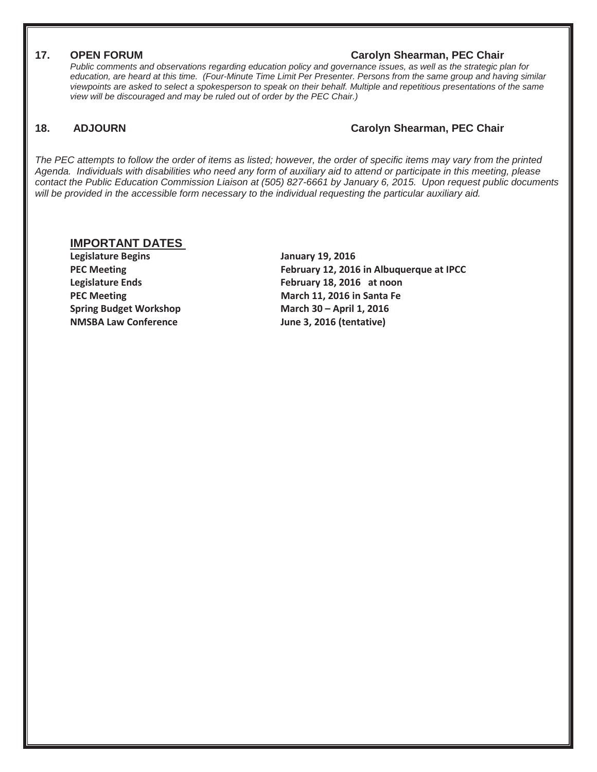**17. OPEN FORUM** **Carolyn Shearman, PEC Chair**

*Public comments and observations regarding education policy and governance issues, as well as the strategic plan for education, are heard at this time. (Four-Minute Time Limit Per Presenter. Persons from the same group and having similar viewpoints are asked to select a spokesperson to speak on their behalf. Multiple and repetitious presentations of the same view will be discouraged and may be ruled out of order by the PEC Chair.)*

**18. ADJOURN** **Carolyn Shearman, PEC Chair**

*The PEC attempts to follow the order of items as listed; however, the order of specific items may vary from the printed Agenda. Individuals with disabilities who need any form of auxiliary aid to attend or participate in this meeting, please contact the Public Education Commission Liaison at (505) 827-6661 by January 6, 2015. Upon request public documents will be provided in the accessible form necessary to the individual requesting the particular auxiliary aid.*

## IMPORTANT DATES

| | |
|---|---|
| **Legislature Begins** | **January 19, 2016** |
| **PEC Meeting** | **February 12, 2016 in Albuquerque at IPCC** |
| **Legislature Ends** | **February 18, 2016 at noon** |
| **PEC Meeting** | **March 11, 2016 in Santa Fe** |
| **Spring Budget Workshop** | **March 30 – April 1, 2016** |
| **NMSBA Law Conference** | **June 3, 2016 (tentative)** |